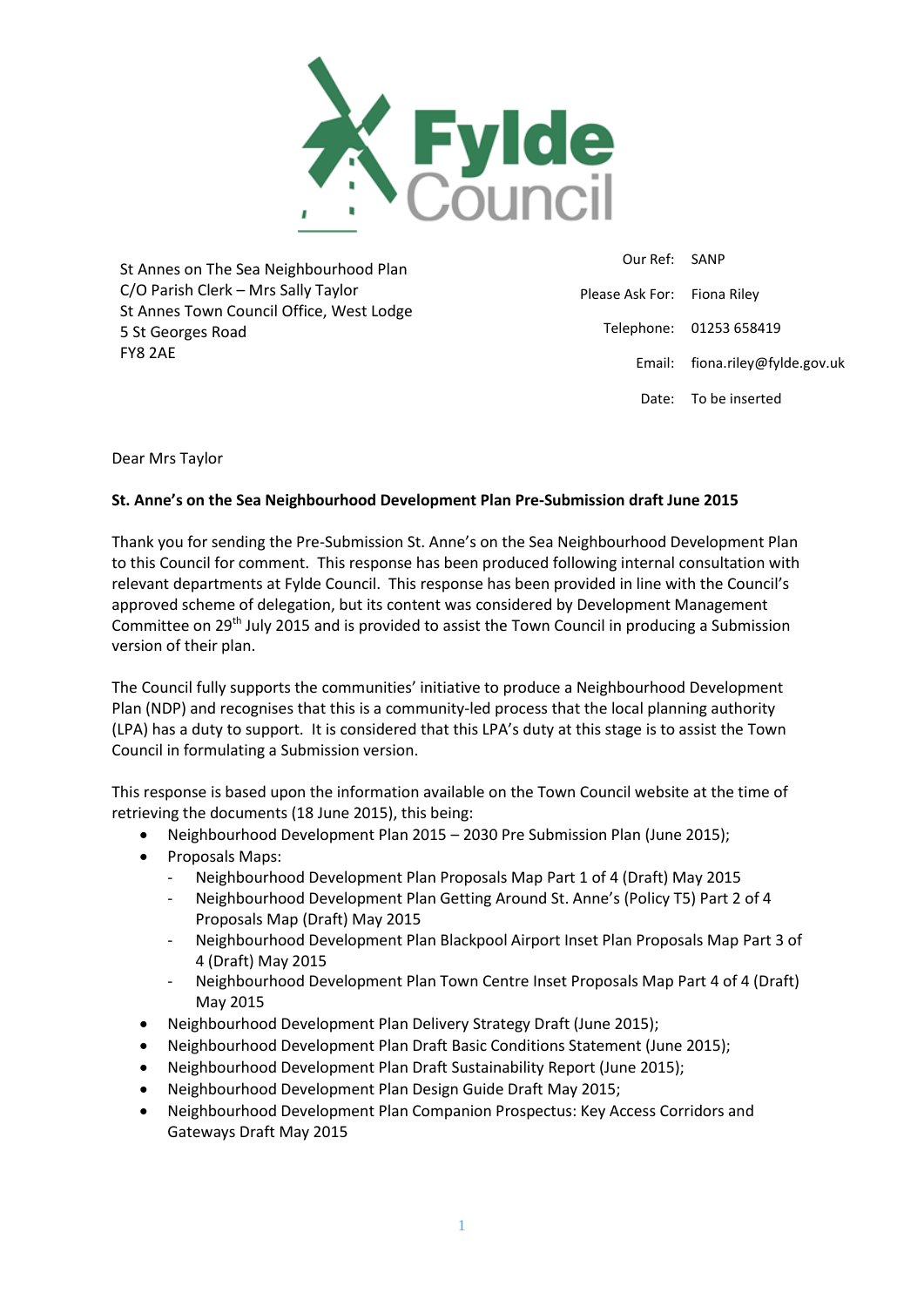St Annes on The Sea Neighbourhood Plan
C/O Parish Clerk – Mrs Sally Taylor
St Annes Town Council Office, West Lodge
5 St Georges Road
FY8 2AE

Our Ref: SANP
Please Ask For: Fiona Riley
Telephone: 01253 658419
Email: fiona.riley@fylde.gov.uk
Date: To be inserted

Dear Mrs Taylor

**St. Anne's on the Sea Neighbourhood Development Plan Pre-Submission draft June 2015**

Thank you for sending the Pre-Submission St. Anne's on the Sea Neighbourhood Development Plan to this Council for comment. This response has been produced following internal consultation with relevant departments at Fylde Council. This response has been provided in line with the Council's approved scheme of delegation, but its content was considered by Development Management Committee on 29th July 2015 and is provided to assist the Town Council in producing a Submission version of their plan.

The Council fully supports the communities' initiative to produce a Neighbourhood Development Plan (NDP) and recognises that this is a community-led process that the local planning authority (LPA) has a duty to support. It is considered that this LPA's duty at this stage is to assist the Town Council in formulating a Submission version.

This response is based upon the information available on the Town Council website at the time of retrieving the documents (18 June 2015), this being:

- Neighbourhood Development Plan 2015 – 2030 Pre Submission Plan (June 2015);
- Proposals Maps:
  - Neighbourhood Development Plan Proposals Map Part 1 of 4 (Draft) May 2015
  - Neighbourhood Development Plan Getting Around St. Anne's (Policy T5) Part 2 of 4 Proposals Map (Draft) May 2015
  - Neighbourhood Development Plan Blackpool Airport Inset Plan Proposals Map Part 3 of 4 (Draft) May 2015
  - Neighbourhood Development Plan Town Centre Inset Proposals Map Part 4 of 4 (Draft) May 2015
- Neighbourhood Development Plan Delivery Strategy Draft (June 2015);
- Neighbourhood Development Plan Draft Basic Conditions Statement (June 2015);
- Neighbourhood Development Plan Draft Sustainability Report (June 2015);
- Neighbourhood Development Plan Design Guide Draft May 2015;
- Neighbourhood Development Plan Companion Prospectus: Key Access Corridors and Gateways Draft May 2015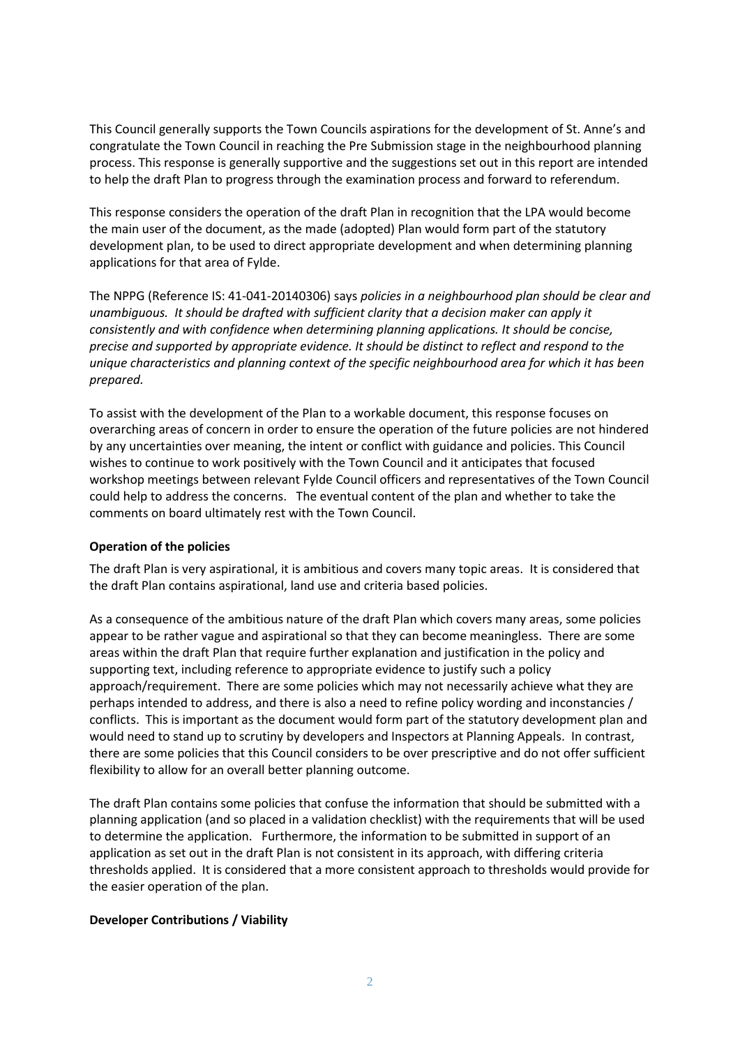This Council generally supports the Town Councils aspirations for the development of St. Anne's and congratulate the Town Council in reaching the Pre Submission stage in the neighbourhood planning process. This response is generally supportive and the suggestions set out in this report are intended to help the draft Plan to progress through the examination process and forward to referendum.

This response considers the operation of the draft Plan in recognition that the LPA would become the main user of the document, as the made (adopted) Plan would form part of the statutory development plan, to be used to direct appropriate development and when determining planning applications for that area of Fylde.

The NPPG (Reference IS: 41-041-20140306) says *policies in a neighbourhood plan should be clear and unambiguous. It should be drafted with sufficient clarity that a decision maker can apply it consistently and with confidence when determining planning applications. It should be concise, precise and supported by appropriate evidence. It should be distinct to reflect and respond to the unique characteristics and planning context of the specific neighbourhood area for which it has been prepared.*

To assist with the development of the Plan to a workable document, this response focuses on overarching areas of concern in order to ensure the operation of the future policies are not hindered by any uncertainties over meaning, the intent or conflict with guidance and policies. This Council wishes to continue to work positively with the Town Council and it anticipates that focused workshop meetings between relevant Fylde Council officers and representatives of the Town Council could help to address the concerns. The eventual content of the plan and whether to take the comments on board ultimately rest with the Town Council.

**Operation of the policies**

The draft Plan is very aspirational, it is ambitious and covers many topic areas. It is considered that the draft Plan contains aspirational, land use and criteria based policies.

As a consequence of the ambitious nature of the draft Plan which covers many areas, some policies appear to be rather vague and aspirational so that they can become meaningless. There are some areas within the draft Plan that require further explanation and justification in the policy and supporting text, including reference to appropriate evidence to justify such a policy approach/requirement. There are some policies which may not necessarily achieve what they are perhaps intended to address, and there is also a need to refine policy wording and inconstancies / conflicts. This is important as the document would form part of the statutory development plan and would need to stand up to scrutiny by developers and Inspectors at Planning Appeals. In contrast, there are some policies that this Council considers to be over prescriptive and do not offer sufficient flexibility to allow for an overall better planning outcome.

The draft Plan contains some policies that confuse the information that should be submitted with a planning application (and so placed in a validation checklist) with the requirements that will be used to determine the application. Furthermore, the information to be submitted in support of an application as set out in the draft Plan is not consistent in its approach, with differing criteria thresholds applied. It is considered that a more consistent approach to thresholds would provide for the easier operation of the plan.

**Developer Contributions / Viability**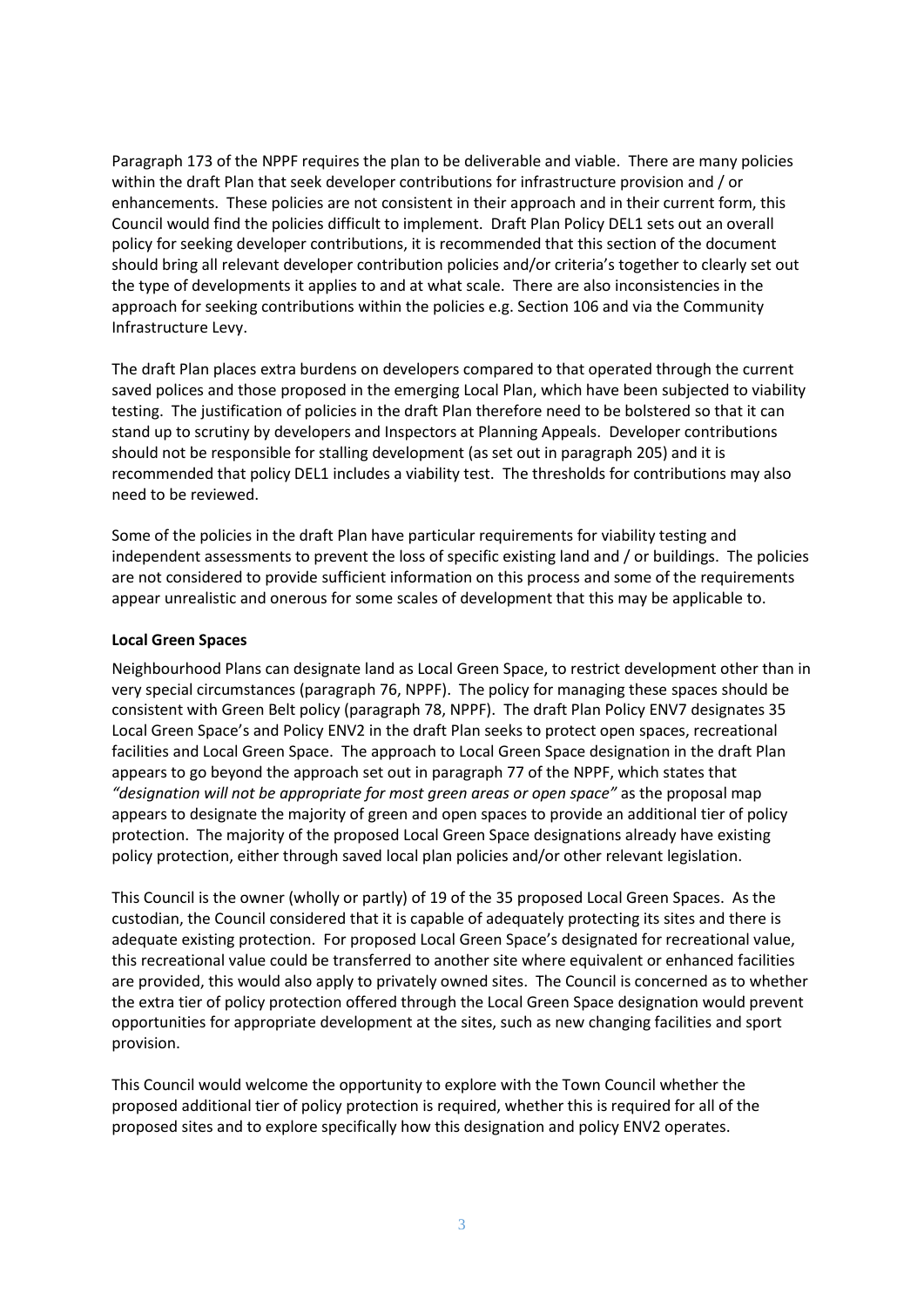Paragraph 173 of the NPPF requires the plan to be deliverable and viable. There are many policies within the draft Plan that seek developer contributions for infrastructure provision and / or enhancements. These policies are not consistent in their approach and in their current form, this Council would find the policies difficult to implement. Draft Plan Policy DEL1 sets out an overall policy for seeking developer contributions, it is recommended that this section of the document should bring all relevant developer contribution policies and/or criteria's together to clearly set out the type of developments it applies to and at what scale. There are also inconsistencies in the approach for seeking contributions within the policies e.g. Section 106 and via the Community Infrastructure Levy.

The draft Plan places extra burdens on developers compared to that operated through the current saved polices and those proposed in the emerging Local Plan, which have been subjected to viability testing. The justification of policies in the draft Plan therefore need to be bolstered so that it can stand up to scrutiny by developers and Inspectors at Planning Appeals. Developer contributions should not be responsible for stalling development (as set out in paragraph 205) and it is recommended that policy DEL1 includes a viability test. The thresholds for contributions may also need to be reviewed.

Some of the policies in the draft Plan have particular requirements for viability testing and independent assessments to prevent the loss of specific existing land and / or buildings. The policies are not considered to provide sufficient information on this process and some of the requirements appear unrealistic and onerous for some scales of development that this may be applicable to.

**Local Green Spaces**

Neighbourhood Plans can designate land as Local Green Space, to restrict development other than in very special circumstances (paragraph 76, NPPF). The policy for managing these spaces should be consistent with Green Belt policy (paragraph 78, NPPF). The draft Plan Policy ENV7 designates 35 Local Green Space's and Policy ENV2 in the draft Plan seeks to protect open spaces, recreational facilities and Local Green Space. The approach to Local Green Space designation in the draft Plan appears to go beyond the approach set out in paragraph 77 of the NPPF, which states that *"designation will not be appropriate for most green areas or open space"* as the proposal map appears to designate the majority of green and open spaces to provide an additional tier of policy protection. The majority of the proposed Local Green Space designations already have existing policy protection, either through saved local plan policies and/or other relevant legislation.

This Council is the owner (wholly or partly) of 19 of the 35 proposed Local Green Spaces. As the custodian, the Council considered that it is capable of adequately protecting its sites and there is adequate existing protection. For proposed Local Green Space's designated for recreational value, this recreational value could be transferred to another site where equivalent or enhanced facilities are provided, this would also apply to privately owned sites. The Council is concerned as to whether the extra tier of policy protection offered through the Local Green Space designation would prevent opportunities for appropriate development at the sites, such as new changing facilities and sport provision.

This Council would welcome the opportunity to explore with the Town Council whether the proposed additional tier of policy protection is required, whether this is required for all of the proposed sites and to explore specifically how this designation and policy ENV2 operates.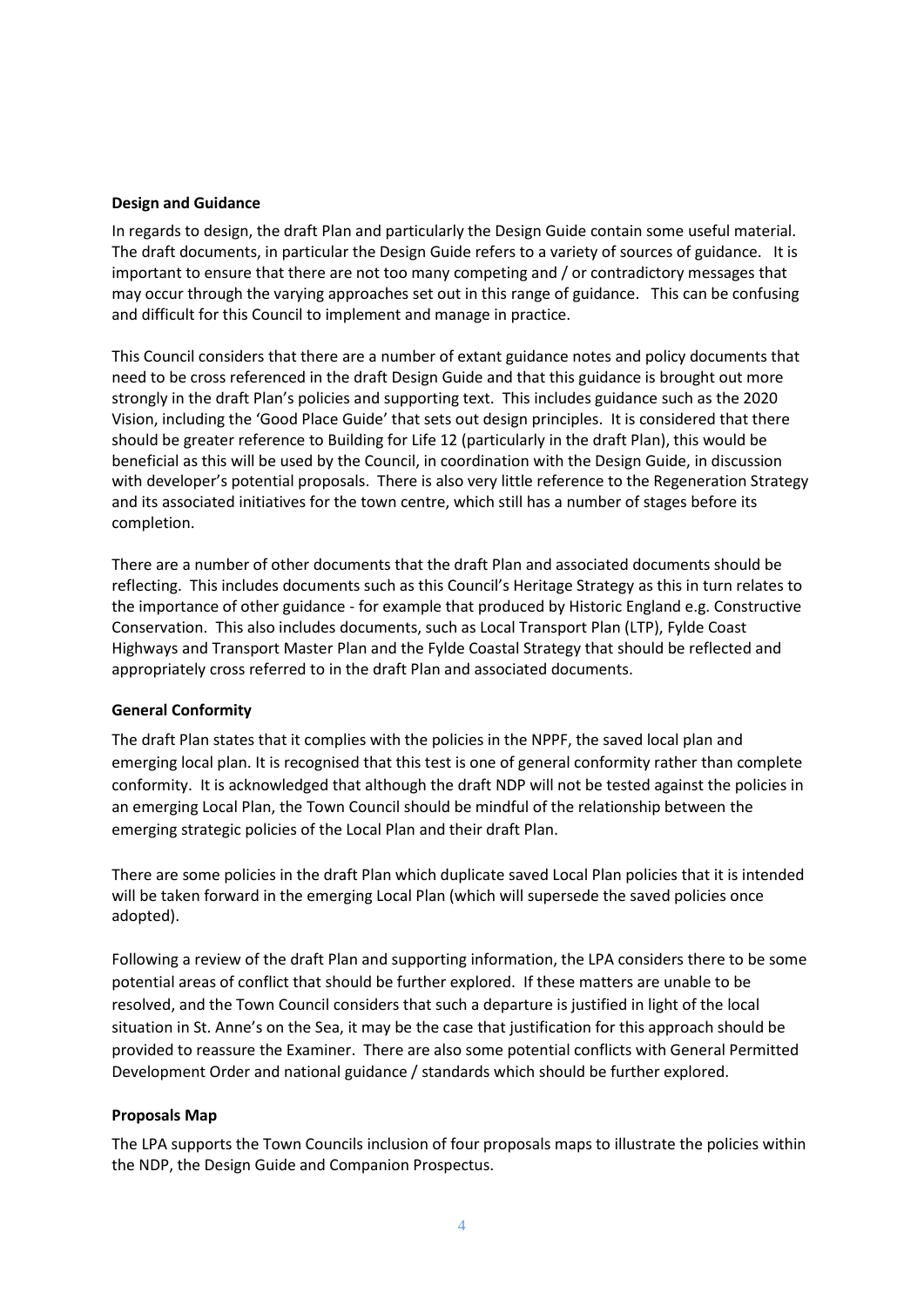**Design and Guidance**

In regards to design, the draft Plan and particularly the Design Guide contain some useful material. The draft documents, in particular the Design Guide refers to a variety of sources of guidance. It is important to ensure that there are not too many competing and / or contradictory messages that may occur through the varying approaches set out in this range of guidance. This can be confusing and difficult for this Council to implement and manage in practice.

This Council considers that there are a number of extant guidance notes and policy documents that need to be cross referenced in the draft Design Guide and that this guidance is brought out more strongly in the draft Plan's policies and supporting text. This includes guidance such as the 2020 Vision, including the 'Good Place Guide' that sets out design principles. It is considered that there should be greater reference to Building for Life 12 (particularly in the draft Plan), this would be beneficial as this will be used by the Council, in coordination with the Design Guide, in discussion with developer's potential proposals. There is also very little reference to the Regeneration Strategy and its associated initiatives for the town centre, which still has a number of stages before its completion.

There are a number of other documents that the draft Plan and associated documents should be reflecting. This includes documents such as this Council's Heritage Strategy as this in turn relates to the importance of other guidance - for example that produced by Historic England e.g. Constructive Conservation. This also includes documents, such as Local Transport Plan (LTP), Fylde Coast Highways and Transport Master Plan and the Fylde Coastal Strategy that should be reflected and appropriately cross referred to in the draft Plan and associated documents.

**General Conformity**

The draft Plan states that it complies with the policies in the NPPF, the saved local plan and emerging local plan. It is recognised that this test is one of general conformity rather than complete conformity. It is acknowledged that although the draft NDP will not be tested against the policies in an emerging Local Plan, the Town Council should be mindful of the relationship between the emerging strategic policies of the Local Plan and their draft Plan.

There are some policies in the draft Plan which duplicate saved Local Plan policies that it is intended will be taken forward in the emerging Local Plan (which will supersede the saved policies once adopted).

Following a review of the draft Plan and supporting information, the LPA considers there to be some potential areas of conflict that should be further explored. If these matters are unable to be resolved, and the Town Council considers that such a departure is justified in light of the local situation in St. Anne's on the Sea, it may be the case that justification for this approach should be provided to reassure the Examiner. There are also some potential conflicts with General Permitted Development Order and national guidance / standards which should be further explored.

**Proposals Map**

The LPA supports the Town Councils inclusion of four proposals maps to illustrate the policies within the NDP, the Design Guide and Companion Prospectus.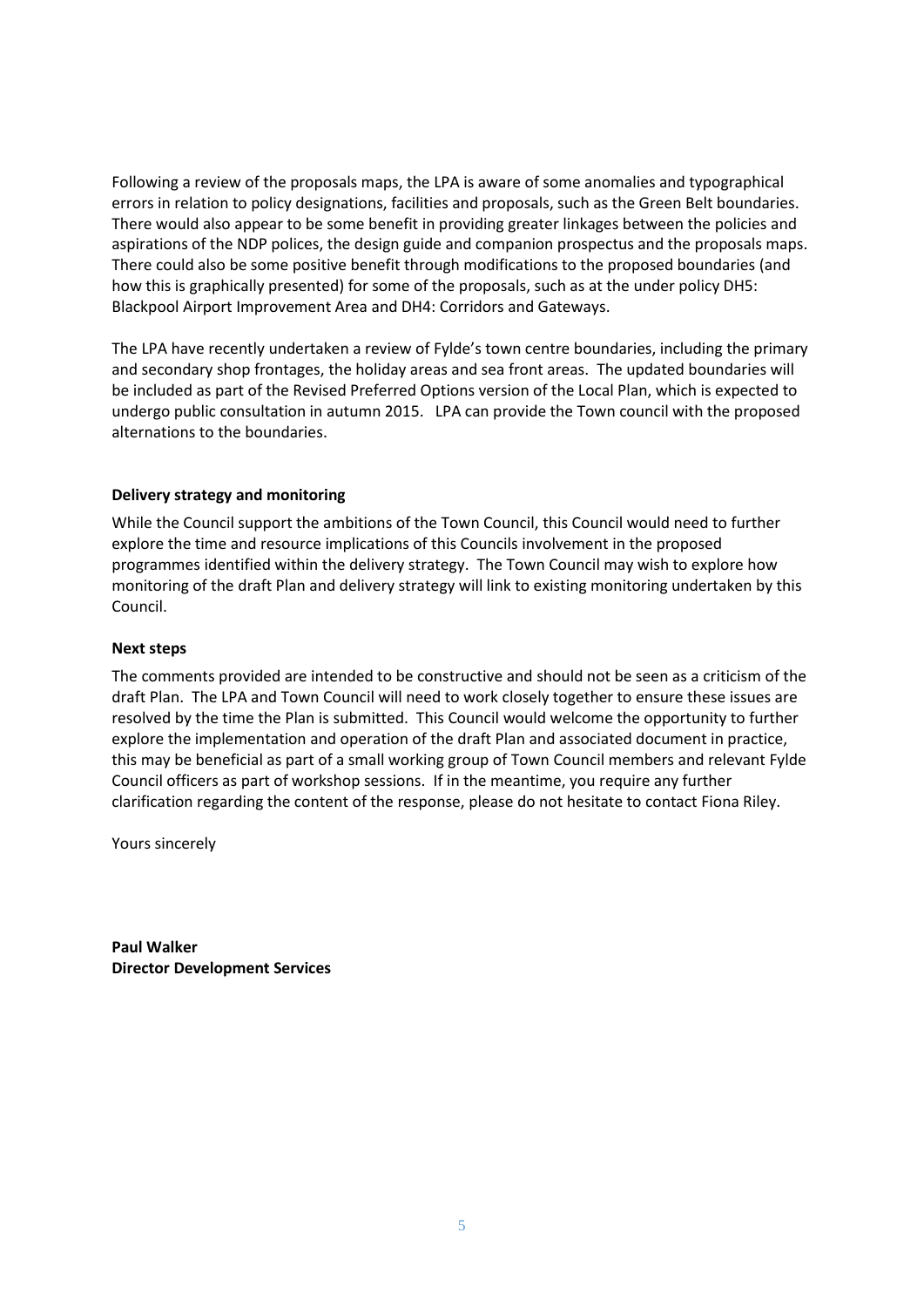Following a review of the proposals maps, the LPA is aware of some anomalies and typographical errors in relation to policy designations, facilities and proposals, such as the Green Belt boundaries. There would also appear to be some benefit in providing greater linkages between the policies and aspirations of the NDP polices, the design guide and companion prospectus and the proposals maps. There could also be some positive benefit through modifications to the proposed boundaries (and how this is graphically presented) for some of the proposals, such as at the under policy DH5: Blackpool Airport Improvement Area and DH4: Corridors and Gateways.

The LPA have recently undertaken a review of Fylde's town centre boundaries, including the primary and secondary shop frontages, the holiday areas and sea front areas. The updated boundaries will be included as part of the Revised Preferred Options version of the Local Plan, which is expected to undergo public consultation in autumn 2015. LPA can provide the Town council with the proposed alternations to the boundaries.

**Delivery strategy and monitoring**

While the Council support the ambitions of the Town Council, this Council would need to further explore the time and resource implications of this Councils involvement in the proposed programmes identified within the delivery strategy. The Town Council may wish to explore how monitoring of the draft Plan and delivery strategy will link to existing monitoring undertaken by this Council.

**Next steps**

The comments provided are intended to be constructive and should not be seen as a criticism of the draft Plan. The LPA and Town Council will need to work closely together to ensure these issues are resolved by the time the Plan is submitted. This Council would welcome the opportunity to further explore the implementation and operation of the draft Plan and associated document in practice, this may be beneficial as part of a small working group of Town Council members and relevant Fylde Council officers as part of workshop sessions. If in the meantime, you require any further clarification regarding the content of the response, please do not hesitate to contact Fiona Riley.

Yours sincerely

**Paul Walker**
**Director Development Services**